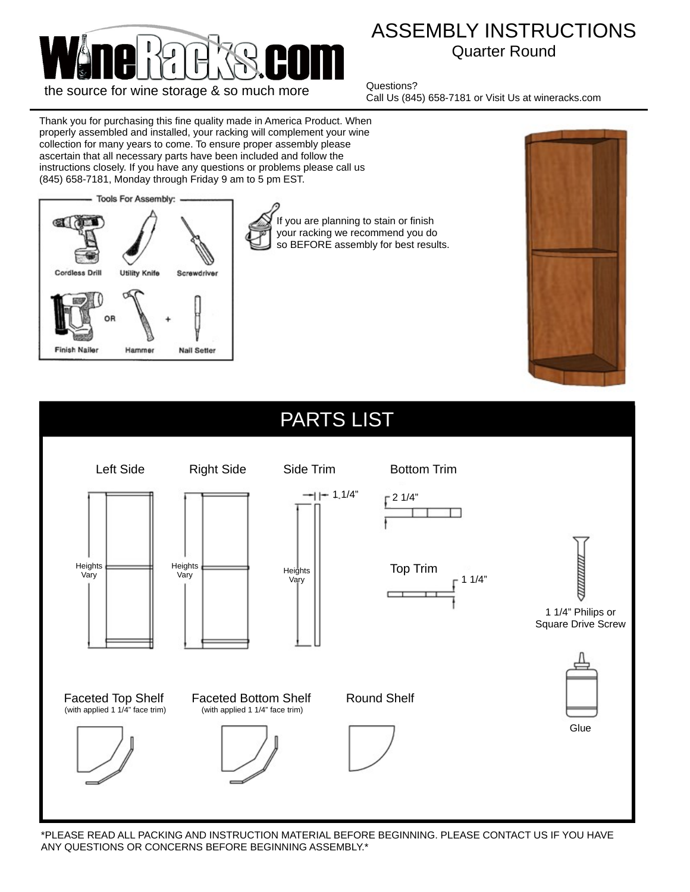# ASSEMBLY INSTRUCTIONS

## Quarter Round

the source for wine storage & so much more

Questions?
Call Us (845) 658-7181 or Visit Us at wineracks.com

Thank you for purchasing this fine quality made in America Product. When properly assembled and installed, your racking will complement your wine collection for many years to come. To ensure proper assembly please ascertain that all necessary parts have been included and follow the instructions closely. If you have any questions or problems please call us (845) 658-7181, Monday through Friday 9 am to 5 pm EST.

**Tools For Assembly:**

- Cordless Drill
- Utility Knife
- Screwdriver
- Finish Nailer OR Hammer + Nail Setter

If you are planning to stain or finish your racking we recommend you do so BEFORE assembly for best results.

## PARTS LIST

- Left Side — Heights Vary
- Right Side — Heights Vary
- Side Trim — 1 1/4" — Heights Vary
- Bottom Trim — 2 1/4"
- Top Trim — 1 1/4"
- 1 1/4" Philips or Square Drive Screw
- Faceted Top Shelf (with applied 1 1/4" face trim)
- Faceted Bottom Shelf (with applied 1 1/4" face trim)
- Round Shelf
- Glue

*PLEASE READ ALL PACKING AND INSTRUCTION MATERIAL BEFORE BEGINNING. PLEASE CONTACT US IF YOU HAVE ANY QUESTIONS OR CONCERNS BEFORE BEGINNING ASSEMBLY.*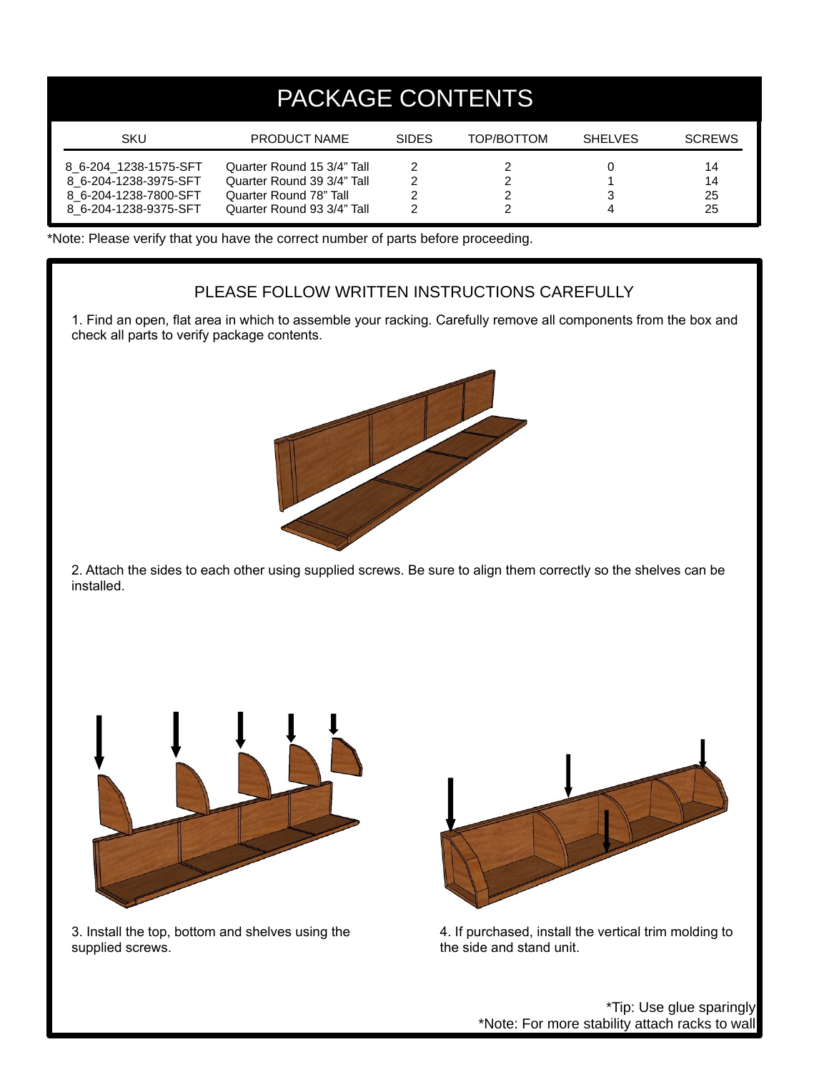# PACKAGE CONTENTS

| SKU | PRODUCT NAME | SIDES | TOP/BOTTOM | SHELVES | SCREWS |
|---|---|---|---|---|---|
| 8_6-204_1238-1575-SFT | Quarter Round 15 3/4" Tall | 2 | 2 | 0 | 14 |
| 8_6-204-1238-3975-SFT | Quarter Round 39 3/4" Tall | 2 | 2 | 1 | 14 |
| 8_6-204-1238-7800-SFT | Quarter Round 78" Tall | 2 | 2 | 3 | 25 |
| 8_6-204-1238-9375-SFT | Quarter Round 93 3/4" Tall | 2 | 2 | 4 | 25 |

*Note: Please verify that you have the correct number of parts before proceeding.

## PLEASE FOLLOW WRITTEN INSTRUCTIONS CAREFULLY

1. Find an open, flat area in which to assemble your racking. Carefully remove all components from the box and check all parts to verify package contents.

2. Attach the sides to each other using supplied screws. Be sure to align them correctly so the shelves can be installed.

3. Install the top, bottom and shelves using the supplied screws.

4. If purchased, install the vertical trim molding to the side and stand unit.

*Tip: Use glue sparingly
*Note: For more stability attach racks to wall